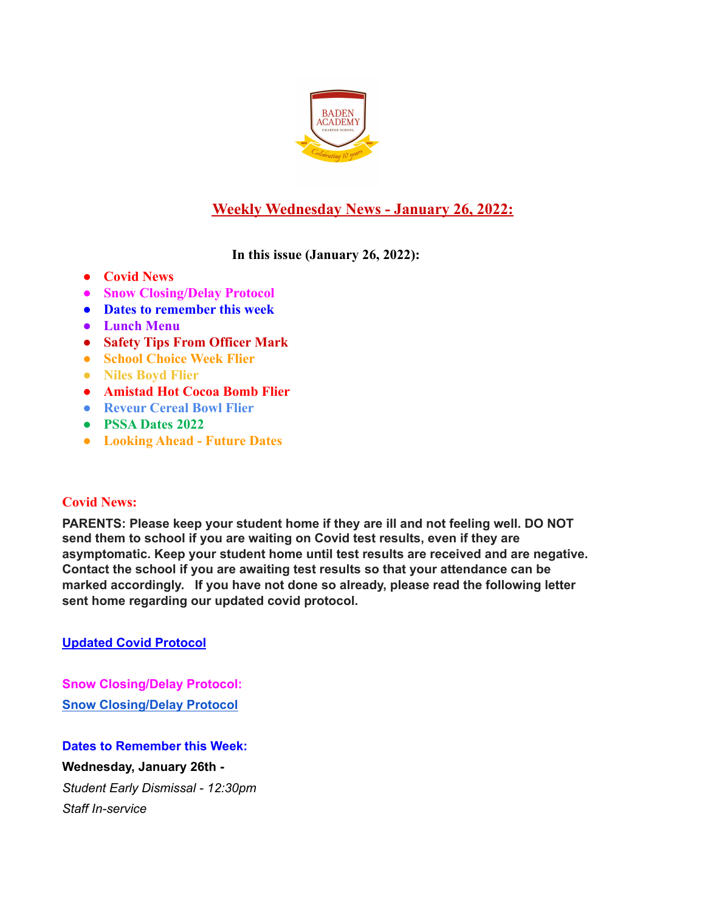# Weekly Wednesday News - January 26, 2022:

**In this issue (January 26, 2022):**

- **Covid News**
- **Snow Closing/Delay Protocol**
- **Dates to remember this week**
- **Lunch Menu**
- **Safety Tips From Officer Mark**
- **School Choice Week Flier**
- **Niles Boyd Flier**
- **Amistad Hot Cocoa Bomb Flier**
- **Reveur Cereal Bowl Flier**
- **PSSA Dates 2022**
- **Looking Ahead - Future Dates**

## Covid News:

**PARENTS: Please keep your student home if they are ill and not feeling well. DO NOT send them to school if you are waiting on Covid test results, even if they are asymptomatic. Keep your student home until test results are received and are negative. Contact the school if you are awaiting test results so that your attendance can be marked accordingly. If you have not done so already, please read the following letter sent home regarding our updated covid protocol.**

**Updated Covid Protocol**

## Snow Closing/Delay Protocol:

**Snow Closing/Delay Protocol**

## Dates to Remember this Week:

**Wednesday, January 26th -**

*Student Early Dismissal - 12:30pm*

*Staff In-service*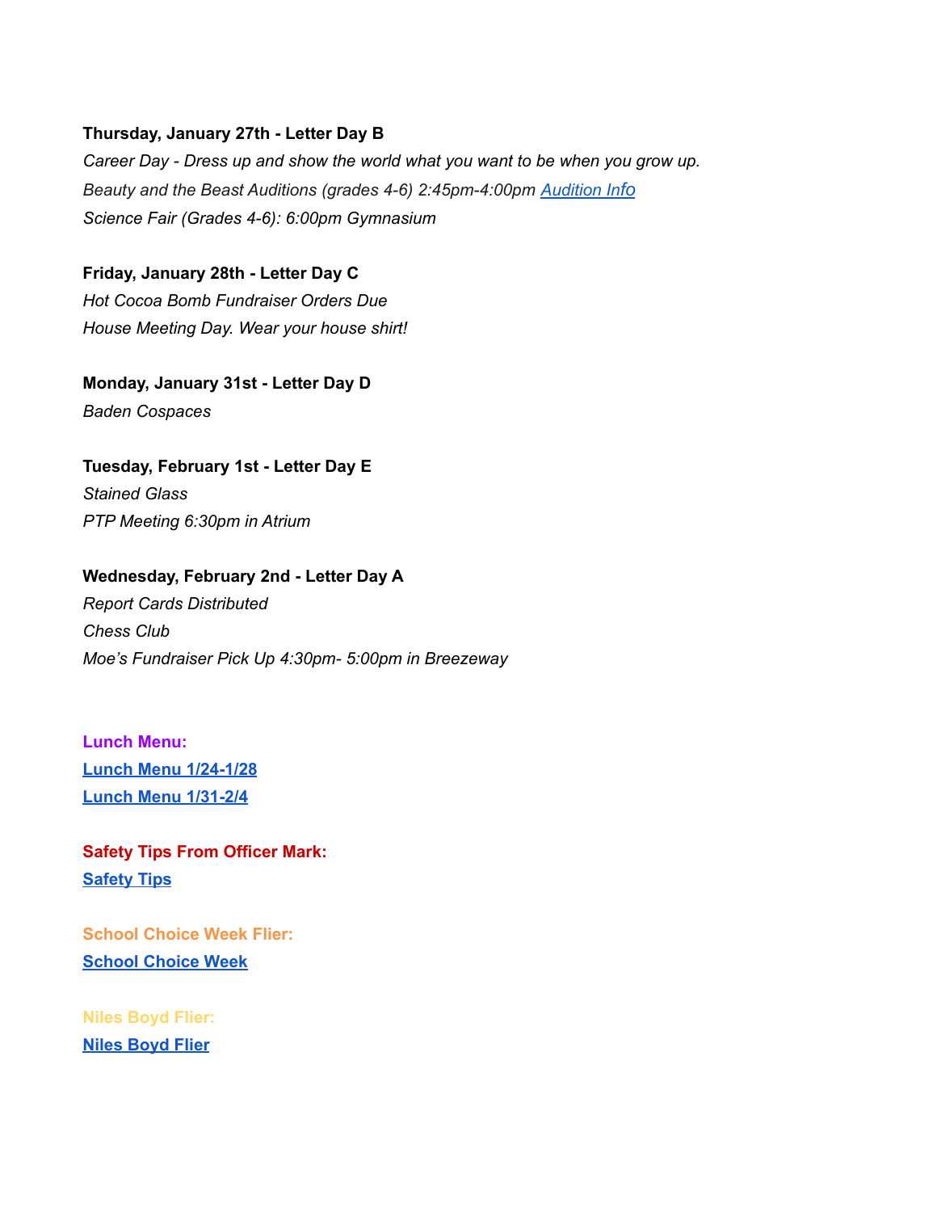**Thursday, January 27th - Letter Day B**

*Career Day - Dress up and show the world what you want to be when you grow up.*

*Beauty and the Beast Auditions (grades 4-6) 2:45pm-4:00pm Audition Info*

*Science Fair (Grades 4-6): 6:00pm Gymnasium*

**Friday, January 28th - Letter Day C**

*Hot Cocoa Bomb Fundraiser Orders Due*

*House Meeting Day. Wear your house shirt!*

**Monday, January 31st - Letter Day D**

*Baden Cospaces*

**Tuesday, February 1st - Letter Day E**

*Stained Glass*

*PTP Meeting 6:30pm in Atrium*

**Wednesday, February 2nd - Letter Day A**

*Report Cards Distributed*

*Chess Club*

*Moe's Fundraiser Pick Up 4:30pm- 5:00pm in Breezeway*

**Lunch Menu:**

**Lunch Menu 1/24-1/28**

**Lunch Menu 1/31-2/4**

**Safety Tips From Officer Mark:**

**Safety Tips**

**School Choice Week Flier:**

**School Choice Week**

**Niles Boyd Flier:**

**Niles Boyd Flier**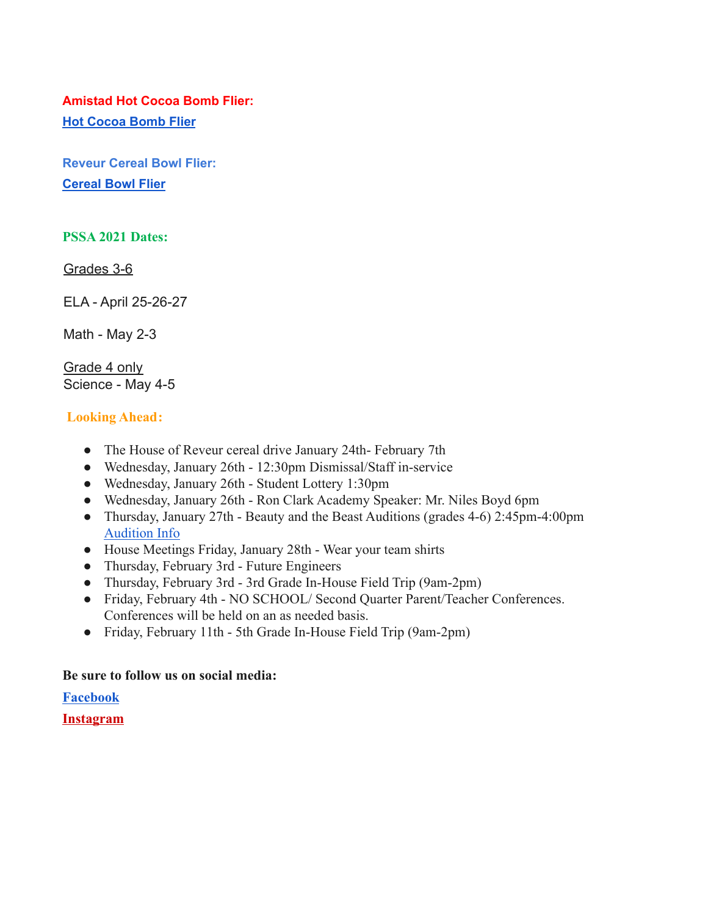**Amistad Hot Cocoa Bomb Flier:**

**Hot Cocoa Bomb Flier**

**Reveur Cereal Bowl Flier:**

**Cereal Bowl Flier**

**PSSA 2021 Dates:**

Grades 3-6

ELA - April 25-26-27

Math - May 2-3

Grade 4 only
Science - May 4-5

**Looking Ahead:**

- The House of Reveur cereal drive January 24th- February 7th
- Wednesday, January 26th - 12:30pm Dismissal/Staff in-service
- Wednesday, January 26th - Student Lottery 1:30pm
- Wednesday, January 26th - Ron Clark Academy Speaker: Mr. Niles Boyd 6pm
- Thursday, January 27th - Beauty and the Beast Auditions (grades 4-6) 2:45pm-4:00pm
  Audition Info
- House Meetings Friday, January 28th - Wear your team shirts
- Thursday, February 3rd - Future Engineers
- Thursday, February 3rd - 3rd Grade In-House Field Trip (9am-2pm)
- Friday, February 4th - NO SCHOOL/ Second Quarter Parent/Teacher Conferences. Conferences will be held on an as needed basis.
- Friday, February 11th - 5th Grade In-House Field Trip (9am-2pm)

**Be sure to follow us on social media:**

**Facebook**

**Instagram**